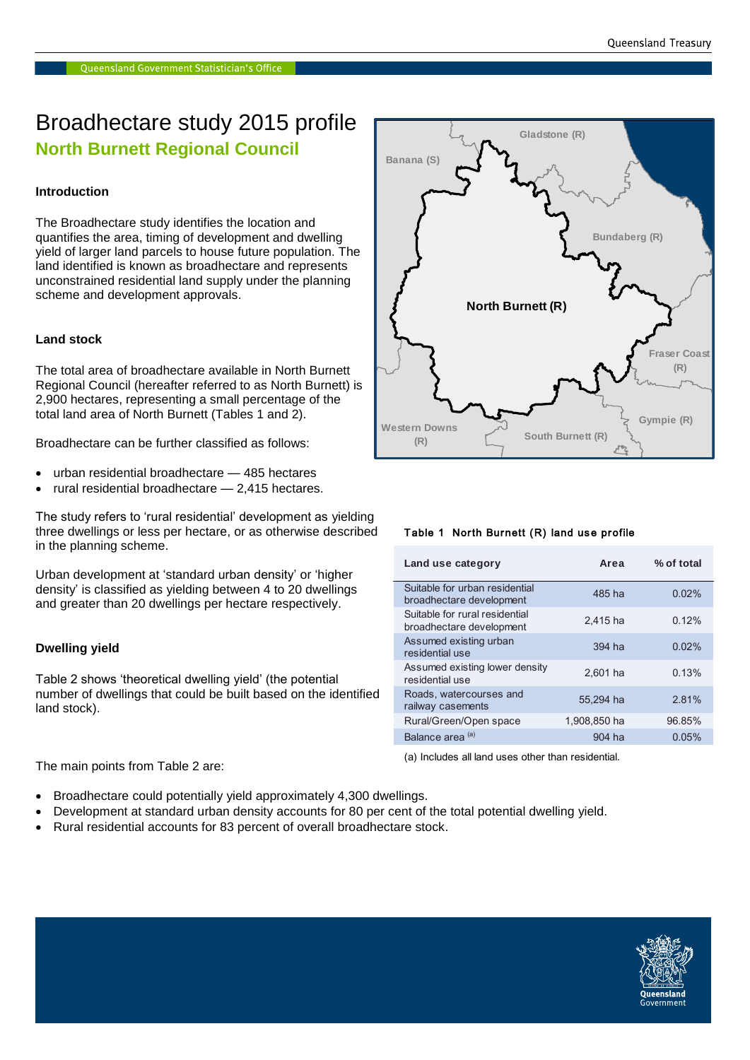# Broadhectare study 2015 profile

## North Burnett Regional Council

### Introduction

The Broadhectare study identifies the location and quantifies the area, timing of development and dwelling yield of larger land parcels to house future population. The land identified is known as broadhectare and represents unconstrained residential land supply under the planning scheme and development approvals.

### Land stock

The total area of broadhectare available in North Burnett Regional Council (hereafter referred to as North Burnett) is 2,900 hectares, representing a small percentage of the total land area of North Burnett (Tables 1 and 2).

Broadhectare can be further classified as follows:

- urban residential broadhectare — 485 hectares
- rural residential broadhectare — 2,415 hectares.

The study refers to 'rural residential' development as yielding three dwellings or less per hectare, or as otherwise described in the planning scheme.

Urban development at 'standard urban density' or 'higher density' is classified as yielding between 4 to 20 dwellings and greater than 20 dwellings per hectare respectively.

### Dwelling yield

Table 2 shows 'theoretical dwelling yield' (the potential number of dwellings that could be built based on the identified land stock).

The main points from Table 2 are:

- Broadhectare could potentially yield approximately 4,300 dwellings.
- Development at standard urban density accounts for 80 per cent of the total potential dwelling yield.
- Rural residential accounts for 83 percent of overall broadhectare stock.

**Table 1 North Burnett (R) land use profile**

| Land use category | Area | % of total |
|---|---|---|
| Suitable for urban residential broadhectare development | 485 ha | 0.02% |
| Suitable for rural residential broadhectare development | 2,415 ha | 0.12% |
| Assumed existing urban residential use | 394 ha | 0.02% |
| Assumed existing lower density residential use | 2,601 ha | 0.13% |
| Roads, watercourses and railway casements | 55,294 ha | 2.81% |
| Rural/Green/Open space | 1,908,850 ha | 96.85% |
| Balance area [(a)] | 904 ha | 0.05% |

(a) Includes all land uses other than residential.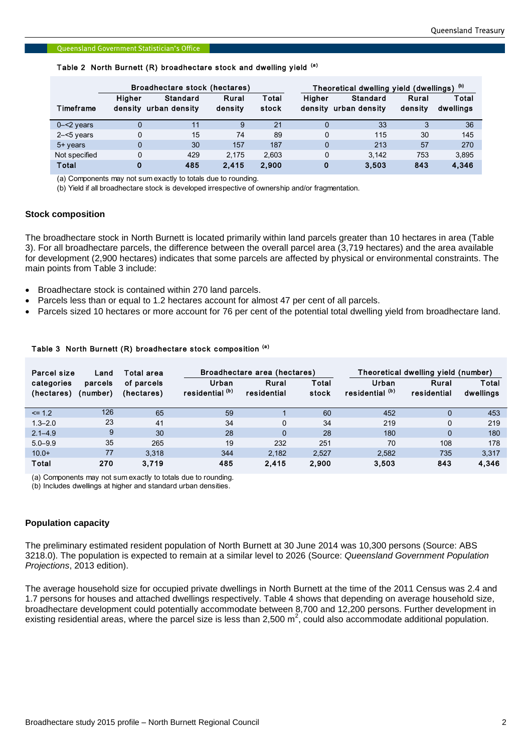Table 2 North Burnett (R) broadhectare stock and dwelling yield [(a)]

| Timeframe | Broadhectare stock (hectares) | | | | Theoretical dwelling yield (dwellings) [(b)] | | | |
|---|---|---|---|---|---|---|---|---|
| | Higher density | Standard urban density | Rural density | Total stock | Higher density | Standard urban density | Rural density | Total dwellings |
| 0–<2 years | 0 | 11 | 9 | 21 | 0 | 33 | 3 | 36 |
| 2–<5 years | 0 | 15 | 74 | 89 | 0 | 115 | 30 | 145 |
| 5+ years | 0 | 30 | 157 | 187 | 0 | 213 | 57 | 270 |
| Not specified | 0 | 429 | 2,175 | 2,603 | 0 | 3,142 | 753 | 3,895 |
| **Total** | **0** | **485** | **2,415** | **2,900** | **0** | **3,503** | **843** | **4,346** |

(a) Components may not sum exactly to totals due to rounding.

(b) Yield if all broadhectare stock is developed irrespective of ownership and/or fragmentation.

### Stock composition

The broadhectare stock in North Burnett is located primarily within land parcels greater than 10 hectares in area (Table 3). For all broadhectare parcels, the difference between the overall parcel area (3,719 hectares) and the area available for development (2,900 hectares) indicates that some parcels are affected by physical or environmental constraints. The main points from Table 3 include:

- Broadhectare stock is contained within 270 land parcels.
- Parcels less than or equal to 1.2 hectares account for almost 47 per cent of all parcels.
- Parcels sized 10 hectares or more account for 76 per cent of the potential total dwelling yield from broadhectare land.

Table 3 North Burnett (R) broadhectare stock composition [(a)]

| Parcel size categories (hectares) | Land parcels (number) | Total area of parcels (hectares) | Broadhectare area (hectares) | | | Theoretical dwelling yield (number) | | |
|---|---|---|---|---|---|---|---|---|
| | | | Urban residential [(b)] | Rural residential | Total stock | Urban residential [(b)] | Rural residential | Total dwellings |
| <= 1.2 | 126 | 65 | 59 | 1 | 60 | 452 | 0 | 453 |
| 1.3–2.0 | 23 | 41 | 34 | 0 | 34 | 219 | 0 | 219 |
| 2.1–4.9 | 9 | 30 | 28 | 0 | 28 | 180 | 0 | 180 |
| 5.0–9.9 | 35 | 265 | 19 | 232 | 251 | 70 | 108 | 178 |
| 10.0+ | 77 | 3,318 | 344 | 2,182 | 2,527 | 2,582 | 735 | 3,317 |
| **Total** | **270** | **3,719** | **485** | **2,415** | **2,900** | **3,503** | **843** | **4,346** |

(a) Components may not sum exactly to totals due to rounding.

(b) Includes dwellings at higher and standard urban densities.

### Population capacity

The preliminary estimated resident population of North Burnett at 30 June 2014 was 10,300 persons (Source: ABS 3218.0). The population is expected to remain at a similar level to 2026 (Source: *Queensland Government Population Projections*, 2013 edition).

The average household size for occupied private dwellings in North Burnett at the time of the 2011 Census was 2.4 and 1.7 persons for houses and attached dwellings respectively. Table 4 shows that depending on average household size, broadhectare development could potentially accommodate between 8,700 and 12,200 persons. Further development in existing residential areas, where the parcel size is less than 2,500 $m^2$, could also accommodate additional population.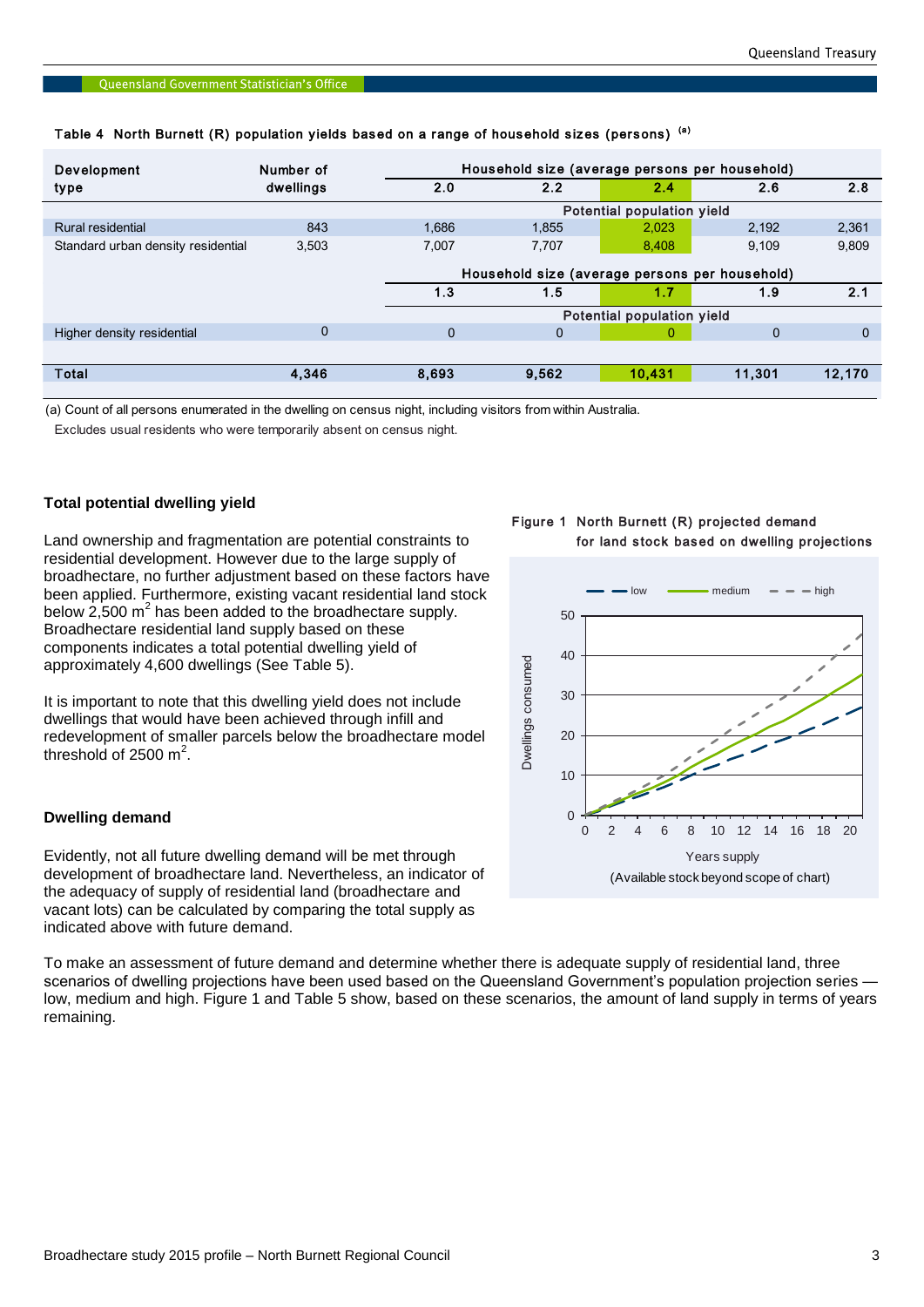Table 4  North Burnett (R) population yields based on a range of household sizes (persons) [(a)]

| Development type | Number of dwellings | Household size (average persons per household) | | | | |
|---|---|---|---|---|---|---|
| | | 2.0 | 2.2 | 2.4 | 2.6 | 2.8 |
| | | Potential population yield | | | | |
| Rural residential | 843 | 1,686 | 1,855 | 2,023 | 2,192 | 2,361 |
| Standard urban density residential | 3,503 | 7,007 | 7,707 | 8,408 | 9,109 | 9,809 |
| | | Household size (average persons per household) | | | | |
| | | 1.3 | 1.5 | 1.7 | 1.9 | 2.1 |
| | | Potential population yield | | | | |
| Higher density residential | 0 | 0 | 0 | 0 | 0 | 0 |
| **Total** | **4,346** | **8,693** | **9,562** | **10,431** | **11,301** | **12,170** |

(a) Count of all persons enumerated in the dwelling on census night, including visitors from within Australia.
Excludes usual residents who were temporarily absent on census night.

### Total potential dwelling yield

Land ownership and fragmentation are potential constraints to residential development. However due to the large supply of broadhectare, no further adjustment based on these factors have been applied. Furthermore, existing vacant residential land stock below 2,500 $m^2$ has been added to the broadhectare supply. Broadhectare residential land supply based on these components indicates a total potential dwelling yield of approximately 4,600 dwellings (See Table 5).

It is important to note that this dwelling yield does not include dwellings that would have been achieved through infill and redevelopment of smaller parcels below the broadhectare model threshold of 2500 $m^2$.

### Dwelling demand

Evidently, not all future dwelling demand will be met through development of broadhectare land. Nevertheless, an indicator of the adequacy of supply of residential land (broadhectare and vacant lots) can be calculated by comparing the total supply as indicated above with future demand.

Figure 1  North Burnett (R) projected demand for land stock based on dwelling projections

(Available stock beyond scope of chart)

To make an assessment of future demand and determine whether there is adequate supply of residential land, three scenarios of dwelling projections have been used based on the Queensland Government's population projection series — low, medium and high. Figure 1 and Table 5 show, based on these scenarios, the amount of land supply in terms of years remaining.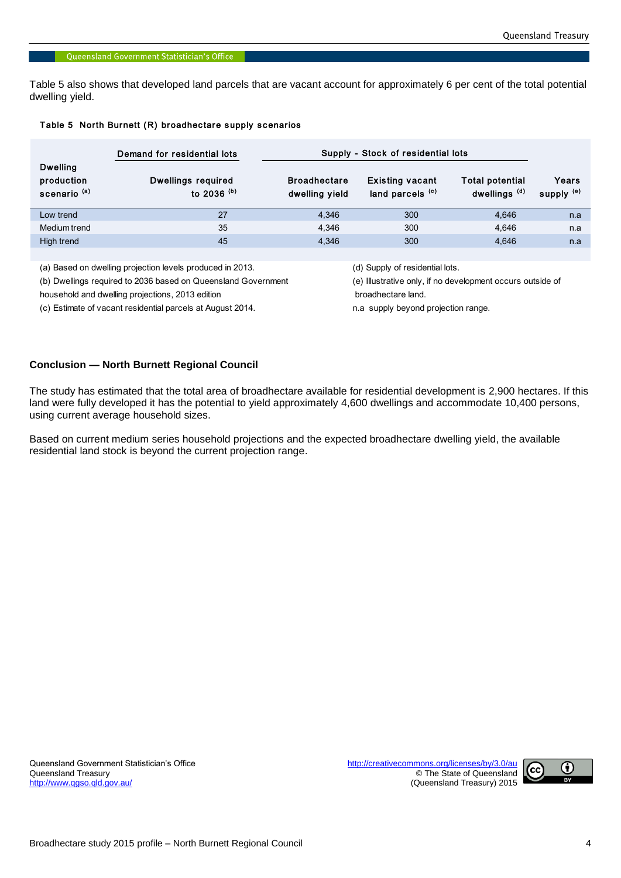Table 5 also shows that developed land parcels that are vacant account for approximately 6 per cent of the total potential dwelling yield.

**Table 5 North Burnett (R) broadhectare supply scenarios**

| Dwelling production scenario [(a)] | Demand for residential lots | Supply - Stock of residential lots | | | |
|---|---|---|---|---|---|
| | Dwellings required to 2036 [(b)] | Broadhectare dwelling yield | Existing vacant land parcels [(c)] | Total potential dwellings [(d)] | Years supply [(e)] |
| Low trend | 27 | 4,346 | 300 | 4,646 | n.a |
| Medium trend | 35 | 4,346 | 300 | 4,646 | n.a |
| High trend | 45 | 4,346 | 300 | 4,646 | n.a |

(a) Based on dwelling projection levels produced in 2013.
(b) Dwellings required to 2036 based on Queensland Government household and dwelling projections, 2013 edition
(c) Estimate of vacant residential parcels at August 2014.
(d) Supply of residential lots.
(e) Illustrative only, if no development occurs outside of broadhectare land.
n.a supply beyond projection range.

## Conclusion — North Burnett Regional Council

The study has estimated that the total area of broadhectare available for residential development is 2,900 hectares. If this land were fully developed it has the potential to yield approximately 4,600 dwellings and accommodate 10,400 persons, using current average household sizes.

Based on current medium series household projections and the expected broadhectare dwelling yield, the available residential land stock is beyond the current projection range.

Queensland Government Statistician's Office
Queensland Treasury
http://www.qgso.qld.gov.au/

http://creativecommons.org/licenses/by/3.0/au
© The State of Queensland
(Queensland Treasury) 2015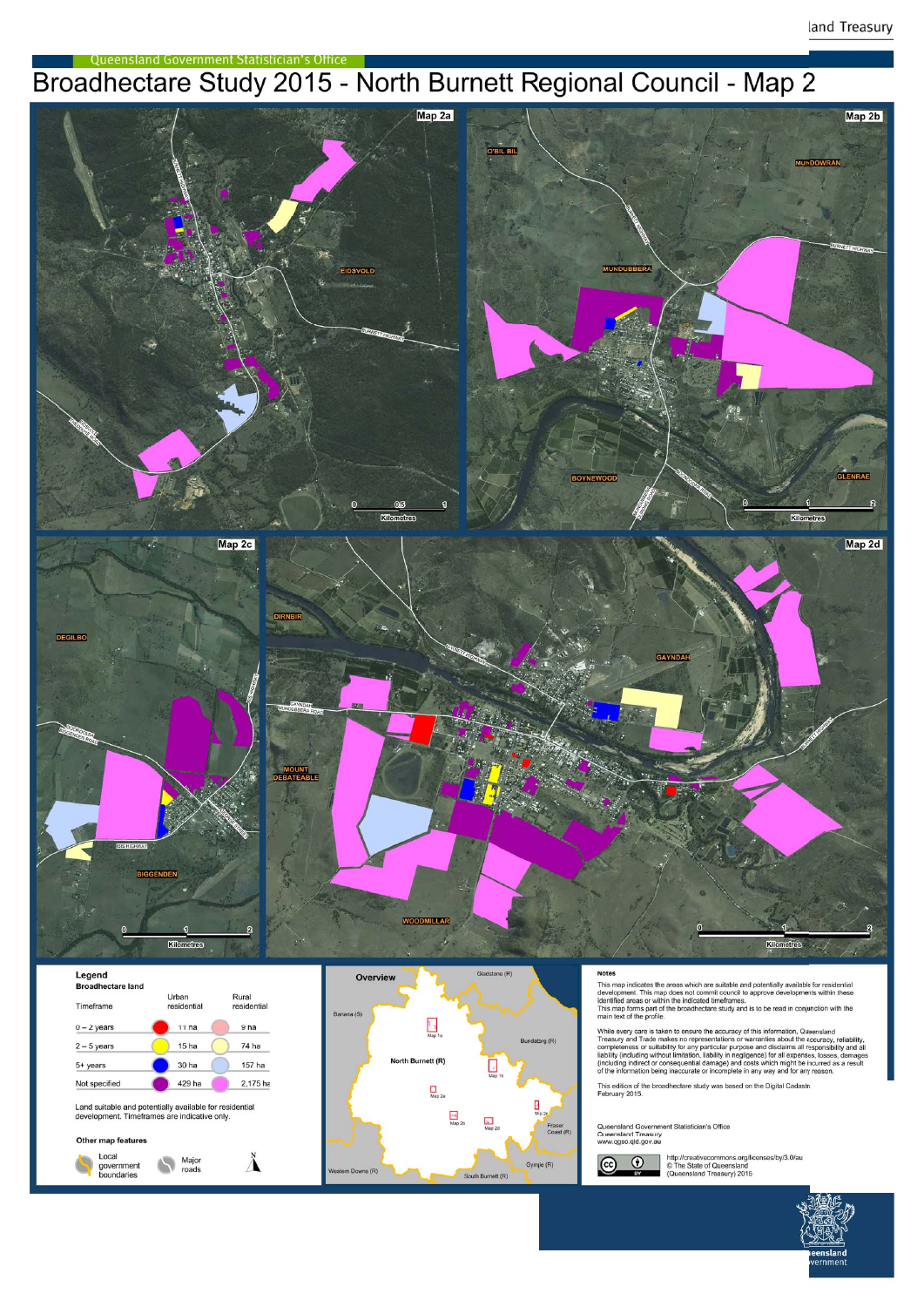# Broadhectare Study 2015 - North Burnett Regional Council - Map 2

Queensland Government Statistician's Office

Map 2a

EIDSVOLD

BURNETT HIGHWAY

0 0.5 1

Kilometres

Map 2b

O'BIL BIL

MUNDOWRAN

MUNDUBBERA

BURNETT HIGHWAY

BOYNEWOOD

GLENRAE

0 1 2

Kilometres

Map 2c

DEGILBO

BIGGENDEN

ISIS HIGHWAY

0 1 2

Kilometres

Map 2d

DIRNBIR

GAYNDAH

MOUNT DEBATEABLE

WOODMILLAR

BURNETT HIGHWAY

0 1 2

Kilometres

## Legend

**Broadhectare land**

| Timeframe | Urban residential | Rural residential |
|---|---|---|
| 0 – 2 years | 11 ha | 9 ha |
| 2 – 5 years | 15 ha | 74 ha |
| 5+ years | 30 ha | 157 ha |
| Not specified | 429 ha | 2,175 ha |

Land suitable and potentially available for residential development. Timeframes are indicative only.

**Other map features**

Local government boundaries

Major roads

## Overview

Gladstone (R)

Banana (S)

Bundaberg (R)

North Burnett (R)

Fraser Coast (R)

Gympie (R)

Western Downs (R)

South Burnett (R)

Map 1a, Map 1b, Map 2a, Map 2b, Map 2c, Map 2d

## Notes

This map indicates the areas which are suitable and potentially available for residential development. This map does not commit council to approve developments within these identified areas or within the indicated timeframes.
This map forms part of the broadhectare study and is to be read in conjunction with the main text of the profile.

While every care is taken to ensure the accuracy of this information, Queensland Treasury and Trade makes no representations or warranties about the accuracy, reliability, completeness or suitability for any particular purpose and disclaims all responsibility and all liability (including without limitation, liability in negligence) for all expenses, losses, damages (including indirect or consequential damage) and costs which might be incurred as a result of the information being inaccurate or incomplete in any way and for any reason.

This edition of the broadhectare study was based on the Digital Cadastre February 2015.

Queensland Government Statistician's Office
Queensland Treasury
www.qgso.qld.gov.au

http://creativecommons.org/licenses/by/3.0/au
© The State of Queensland
(Queensland Treasury) 2015